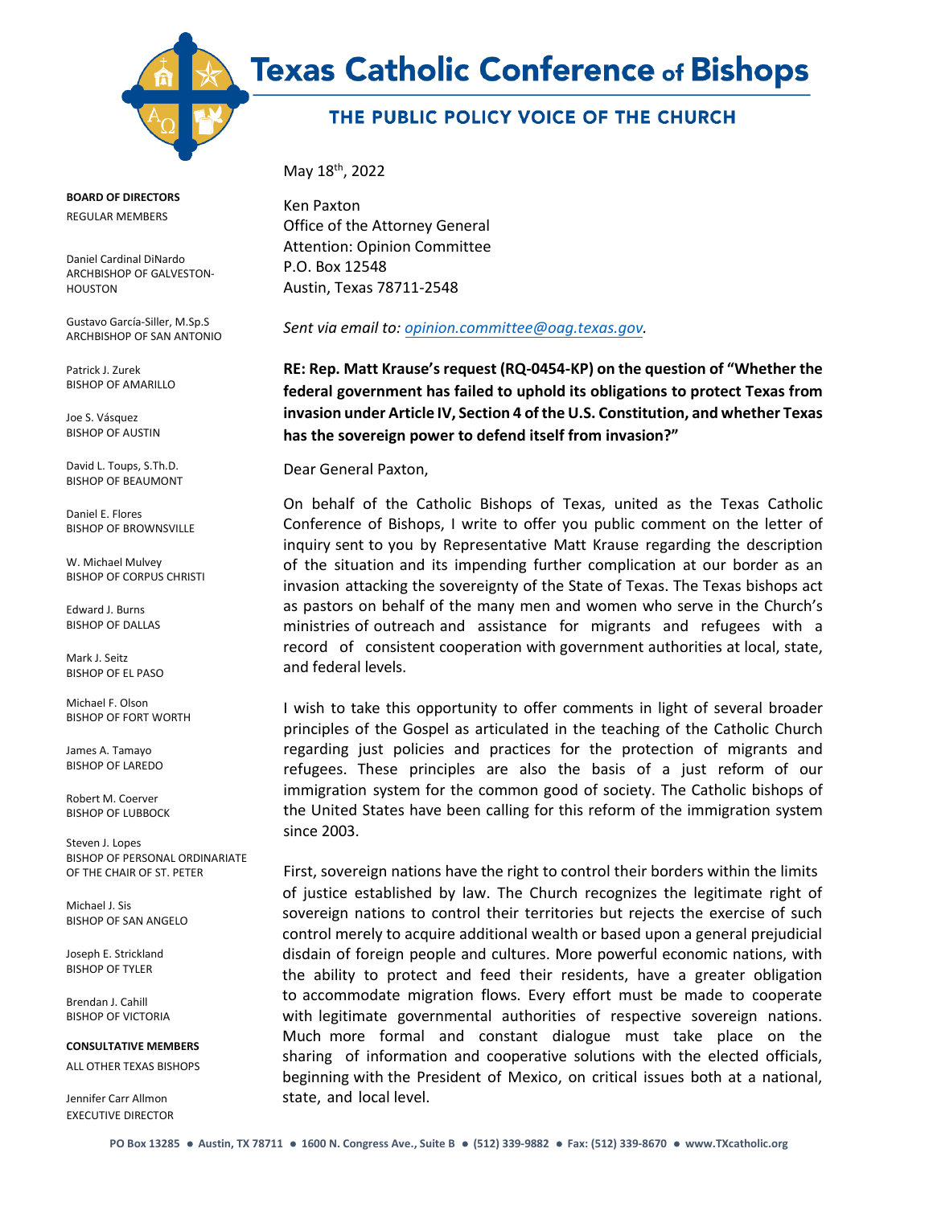# Texas Catholic Conference of Bishops

## THE PUBLIC POLICY VOICE OF THE CHURCH

**BOARD OF DIRECTORS**

REGULAR MEMBERS

Daniel Cardinal DiNardo
ARCHBISHOP OF GALVESTON-HOUSTON

Gustavo García-Siller, M.Sp.S
ARCHBISHOP OF SAN ANTONIO

Patrick J. Zurek
BISHOP OF AMARILLO

Joe S. Vásquez
BISHOP OF AUSTIN

David L. Toups, S.Th.D.
BISHOP OF BEAUMONT

Daniel E. Flores
BISHOP OF BROWNSVILLE

W. Michael Mulvey
BISHOP OF CORPUS CHRISTI

Edward J. Burns
BISHOP OF DALLAS

Mark J. Seitz
BISHOP OF EL PASO

Michael F. Olson
BISHOP OF FORT WORTH

James A. Tamayo
BISHOP OF LAREDO

Robert M. Coerver
BISHOP OF LUBBOCK

Steven J. Lopes
BISHOP OF PERSONAL ORDINARIATE OF THE CHAIR OF ST. PETER

Michael J. Sis
BISHOP OF SAN ANGELO

Joseph E. Strickland
BISHOP OF TYLER

Brendan J. Cahill
BISHOP OF VICTORIA

**CONSULTATIVE MEMBERS**

ALL OTHER TEXAS BISHOPS

Jennifer Carr Allmon
EXECUTIVE DIRECTOR

May 18th, 2022

Ken Paxton
Office of the Attorney General
Attention: Opinion Committee
P.O. Box 12548
Austin, Texas 78711-2548

*Sent via email to: opinion.committee@oag.texas.gov.*

**RE: Rep. Matt Krause's request (RQ-0454-KP) on the question of "Whether the federal government has failed to uphold its obligations to protect Texas from invasion under Article IV, Section 4 of the U.S. Constitution, and whether Texas has the sovereign power to defend itself from invasion?"**

Dear General Paxton,

On behalf of the Catholic Bishops of Texas, united as the Texas Catholic Conference of Bishops, I write to offer you public comment on the letter of inquiry sent to you by Representative Matt Krause regarding the description of the situation and its impending further complication at our border as an invasion attacking the sovereignty of the State of Texas. The Texas bishops act as pastors on behalf of the many men and women who serve in the Church's ministries of outreach and assistance for migrants and refugees with a record of consistent cooperation with government authorities at local, state, and federal levels.

I wish to take this opportunity to offer comments in light of several broader principles of the Gospel as articulated in the teaching of the Catholic Church regarding just policies and practices for the protection of migrants and refugees. These principles are also the basis of a just reform of our immigration system for the common good of society. The Catholic bishops of the United States have been calling for this reform of the immigration system since 2003.

First, sovereign nations have the right to control their borders within the limits of justice established by law. The Church recognizes the legitimate right of sovereign nations to control their territories but rejects the exercise of such control merely to acquire additional wealth or based upon a general prejudicial disdain of foreign people and cultures. More powerful economic nations, with the ability to protect and feed their residents, have a greater obligation to accommodate migration flows. Every effort must be made to cooperate with legitimate governmental authorities of respective sovereign nations. Much more formal and constant dialogue must take place on the sharing of information and cooperative solutions with the elected officials, beginning with the President of Mexico, on critical issues both at a national, state, and local level.

PO Box 13285 ● Austin, TX 78711 ● 1600 N. Congress Ave., Suite B ● (512) 339-9882 ● Fax: (512) 339-8670 ● www.TXcatholic.org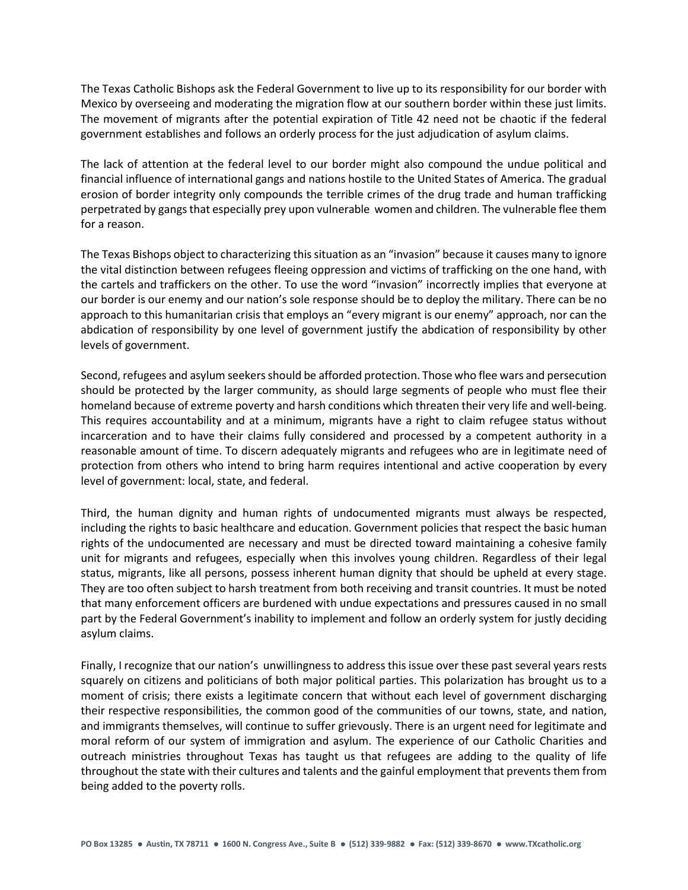The Texas Catholic Bishops ask the Federal Government to live up to its responsibility for our border with Mexico by overseeing and moderating the migration flow at our southern border within these just limits. The movement of migrants after the potential expiration of Title 42 need not be chaotic if the federal government establishes and follows an orderly process for the just adjudication of asylum claims.

The lack of attention at the federal level to our border might also compound the undue political and financial influence of international gangs and nations hostile to the United States of America. The gradual erosion of border integrity only compounds the terrible crimes of the drug trade and human trafficking perpetrated by gangs that especially prey upon vulnerable women and children. The vulnerable flee them for a reason.

The Texas Bishops object to characterizing this situation as an "invasion" because it causes many to ignore the vital distinction between refugees fleeing oppression and victims of trafficking on the one hand, with the cartels and traffickers on the other. To use the word "invasion" incorrectly implies that everyone at our border is our enemy and our nation's sole response should be to deploy the military. There can be no approach to this humanitarian crisis that employs an "every migrant is our enemy" approach, nor can the abdication of responsibility by one level of government justify the abdication of responsibility by other levels of government.

Second, refugees and asylum seekers should be afforded protection. Those who flee wars and persecution should be protected by the larger community, as should large segments of people who must flee their homeland because of extreme poverty and harsh conditions which threaten their very life and well-being. This requires accountability and at a minimum, migrants have a right to claim refugee status without incarceration and to have their claims fully considered and processed by a competent authority in a reasonable amount of time. To discern adequately migrants and refugees who are in legitimate need of protection from others who intend to bring harm requires intentional and active cooperation by every level of government: local, state, and federal.

Third, the human dignity and human rights of undocumented migrants must always be respected, including the rights to basic healthcare and education. Government policies that respect the basic human rights of the undocumented are necessary and must be directed toward maintaining a cohesive family unit for migrants and refugees, especially when this involves young children. Regardless of their legal status, migrants, like all persons, possess inherent human dignity that should be upheld at every stage. They are too often subject to harsh treatment from both receiving and transit countries. It must be noted that many enforcement officers are burdened with undue expectations and pressures caused in no small part by the Federal Government's inability to implement and follow an orderly system for justly deciding asylum claims.

Finally, I recognize that our nation's unwillingness to address this issue over these past several years rests squarely on citizens and politicians of both major political parties. This polarization has brought us to a moment of crisis; there exists a legitimate concern that without each level of government discharging their respective responsibilities, the common good of the communities of our towns, state, and nation, and immigrants themselves, will continue to suffer grievously. There is an urgent need for legitimate and moral reform of our system of immigration and asylum. The experience of our Catholic Charities and outreach ministries throughout Texas has taught us that refugees are adding to the quality of life throughout the state with their cultures and talents and the gainful employment that prevents them from being added to the poverty rolls.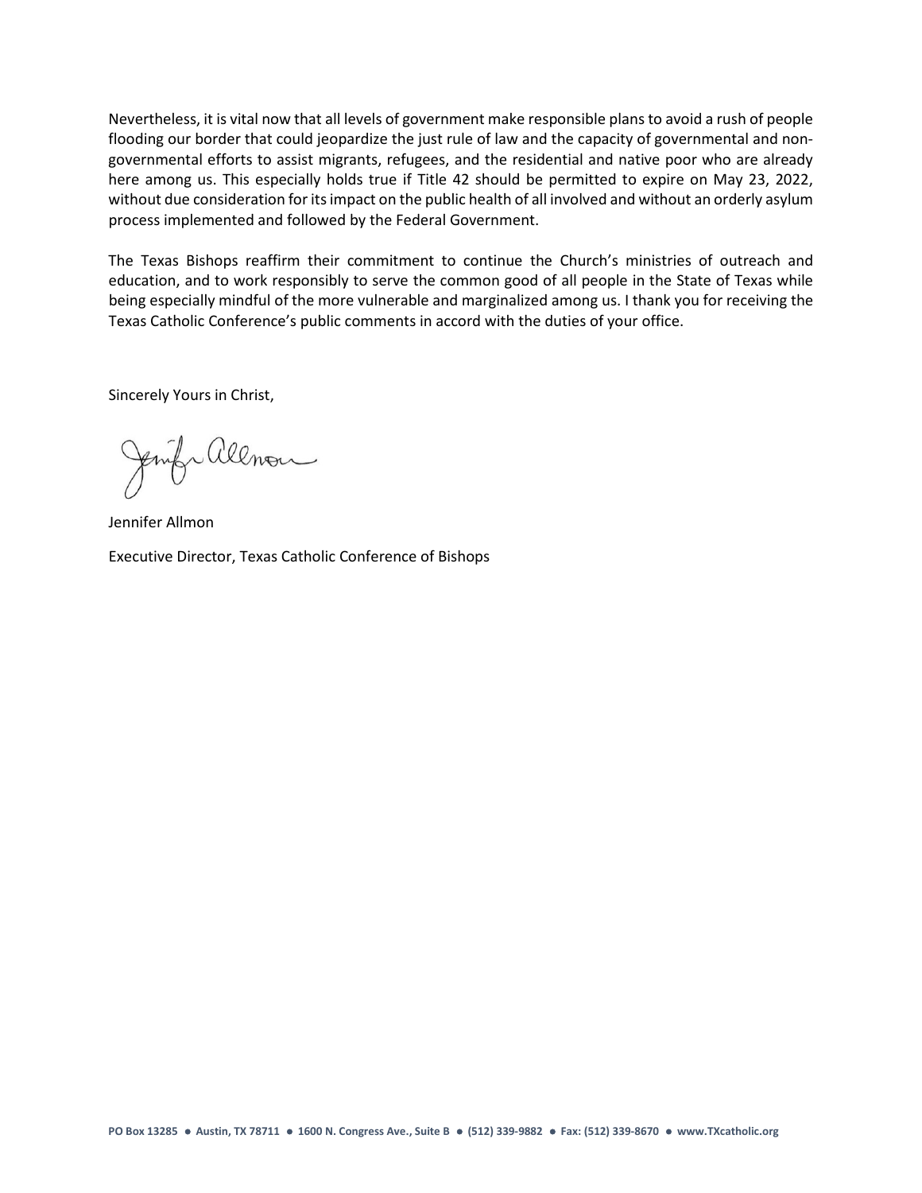Nevertheless, it is vital now that all levels of government make responsible plans to avoid a rush of people flooding our border that could jeopardize the just rule of law and the capacity of governmental and non-governmental efforts to assist migrants, refugees, and the residential and native poor who are already here among us. This especially holds true if Title 42 should be permitted to expire on May 23, 2022, without due consideration for its impact on the public health of all involved and without an orderly asylum process implemented and followed by the Federal Government.

The Texas Bishops reaffirm their commitment to continue the Church's ministries of outreach and education, and to work responsibly to serve the common good of all people in the State of Texas while being especially mindful of the more vulnerable and marginalized among us. I thank you for receiving the Texas Catholic Conference's public comments in accord with the duties of your office.

Sincerely Yours in Christ,

Jennifer Allmon

Executive Director, Texas Catholic Conference of Bishops